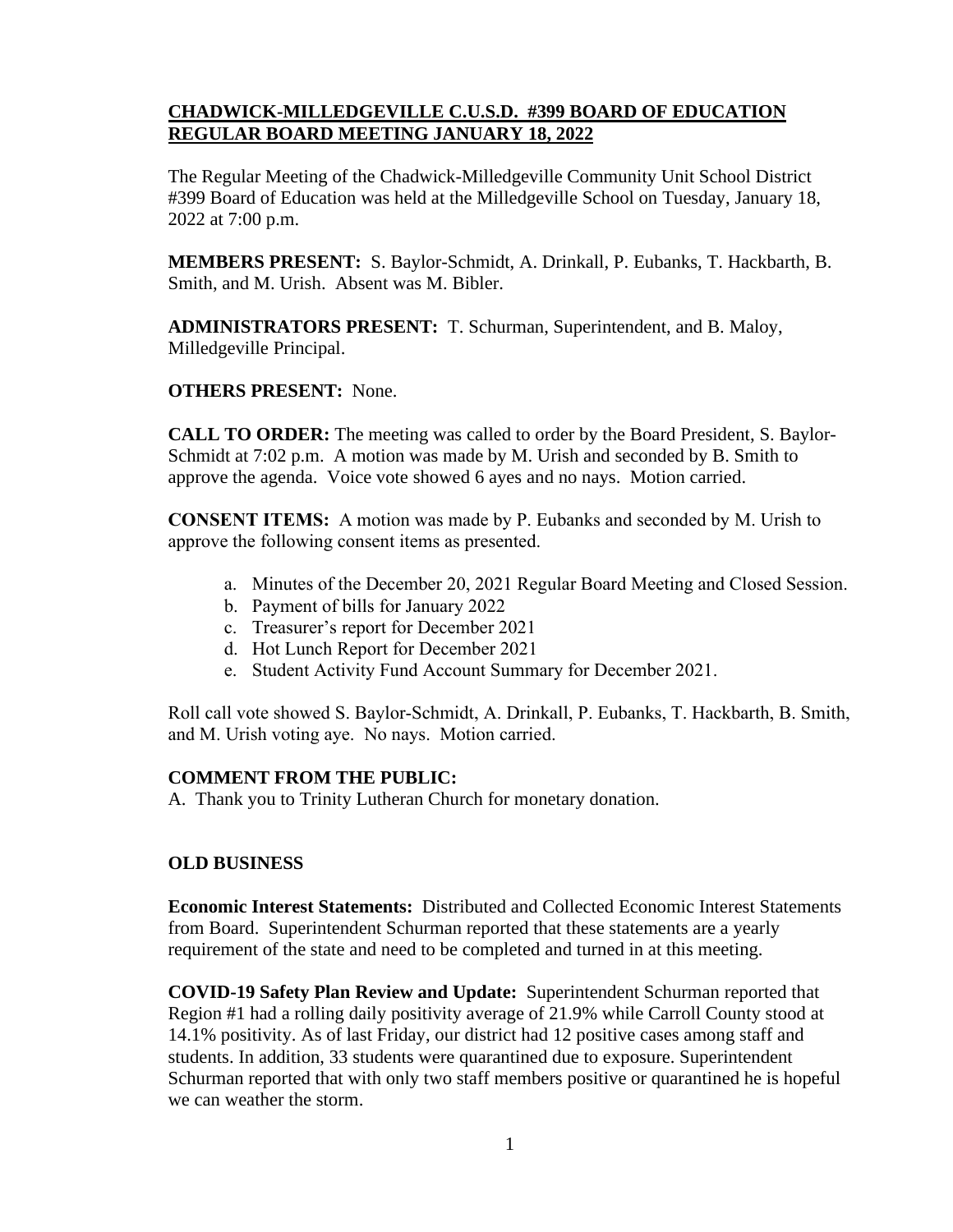# CHADWICK-MILLEDGEVILLE C.U.S.D. #399 BOARD OF EDUCATION REGULAR BOARD MEETING JANUARY 18, 2022

The Regular Meeting of the Chadwick-Milledgeville Community Unit School District #399 Board of Education was held at the Milledgeville School on Tuesday, January 18, 2022 at 7:00 p.m.

**MEMBERS PRESENT:** S. Baylor-Schmidt, A. Drinkall, P. Eubanks, T. Hackbarth, B. Smith, and M. Urish. Absent was M. Bibler.

**ADMINISTRATORS PRESENT:** T. Schurman, Superintendent, and B. Maloy, Milledgeville Principal.

**OTHERS PRESENT:** None.

**CALL TO ORDER:** The meeting was called to order by the Board President, S. Baylor-Schmidt at 7:02 p.m. A motion was made by M. Urish and seconded by B. Smith to approve the agenda. Voice vote showed 6 ayes and no nays. Motion carried.

**CONSENT ITEMS:** A motion was made by P. Eubanks and seconded by M. Urish to approve the following consent items as presented.

a. Minutes of the December 20, 2021 Regular Board Meeting and Closed Session.
b. Payment of bills for January 2022
c. Treasurer's report for December 2021
d. Hot Lunch Report for December 2021
e. Student Activity Fund Account Summary for December 2021.

Roll call vote showed S. Baylor-Schmidt, A. Drinkall, P. Eubanks, T. Hackbarth, B. Smith, and M. Urish voting aye. No nays. Motion carried.

**COMMENT FROM THE PUBLIC:**

A. Thank you to Trinity Lutheran Church for monetary donation.

**OLD BUSINESS**

**Economic Interest Statements:** Distributed and Collected Economic Interest Statements from Board. Superintendent Schurman reported that these statements are a yearly requirement of the state and need to be completed and turned in at this meeting.

**COVID-19 Safety Plan Review and Update:** Superintendent Schurman reported that Region #1 had a rolling daily positivity average of 21.9% while Carroll County stood at 14.1% positivity. As of last Friday, our district had 12 positive cases among staff and students. In addition, 33 students were quarantined due to exposure. Superintendent Schurman reported that with only two staff members positive or quarantined he is hopeful we can weather the storm.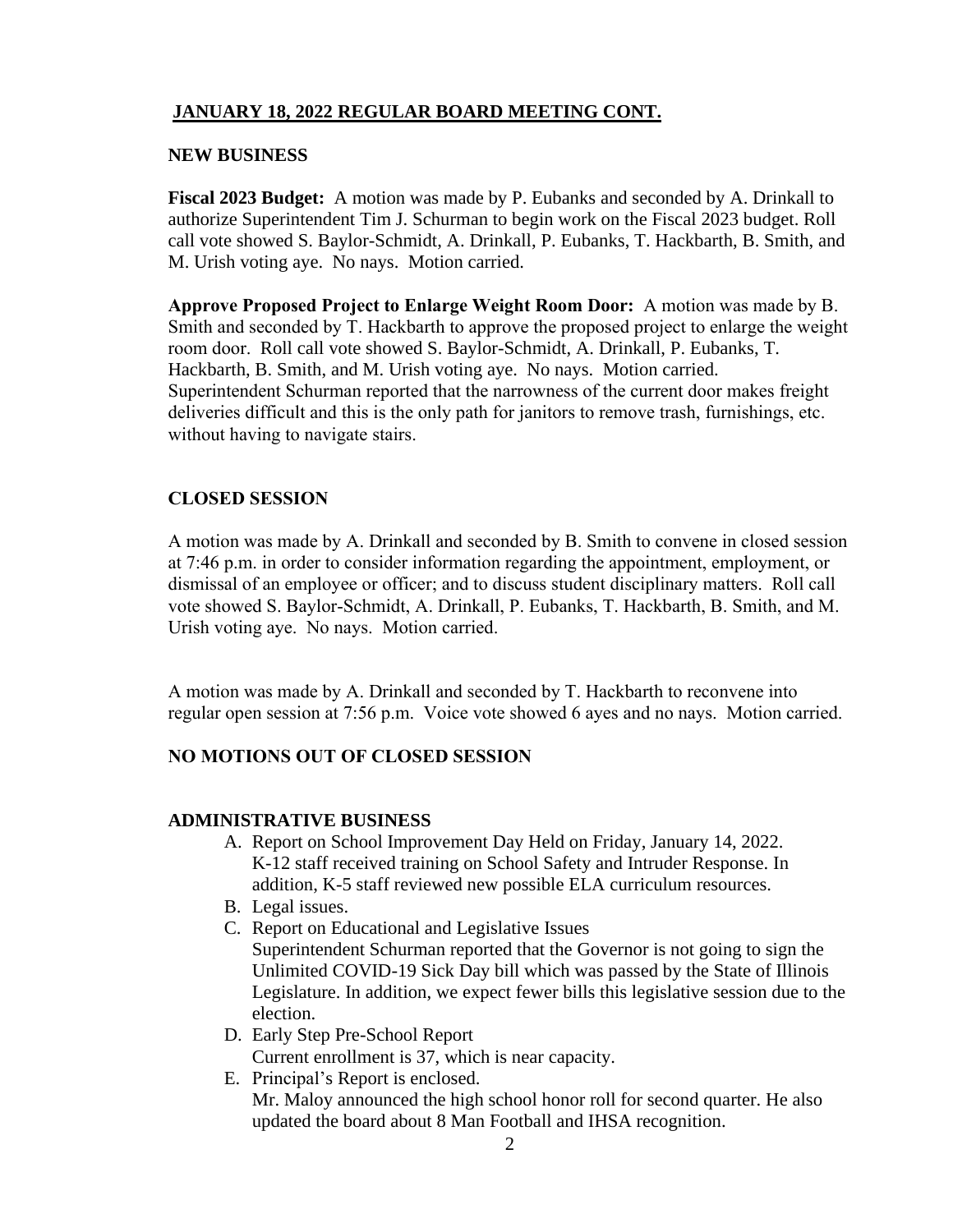## JANUARY 18, 2022 REGULAR BOARD MEETING CONT.

### NEW BUSINESS

**Fiscal 2023 Budget:** A motion was made by P. Eubanks and seconded by A. Drinkall to authorize Superintendent Tim J. Schurman to begin work on the Fiscal 2023 budget. Roll call vote showed S. Baylor-Schmidt, A. Drinkall, P. Eubanks, T. Hackbarth, B. Smith, and M. Urish voting aye. No nays. Motion carried.

**Approve Proposed Project to Enlarge Weight Room Door:** A motion was made by B. Smith and seconded by T. Hackbarth to approve the proposed project to enlarge the weight room door. Roll call vote showed S. Baylor-Schmidt, A. Drinkall, P. Eubanks, T. Hackbarth, B. Smith, and M. Urish voting aye. No nays. Motion carried. Superintendent Schurman reported that the narrowness of the current door makes freight deliveries difficult and this is the only path for janitors to remove trash, furnishings, etc. without having to navigate stairs.

### CLOSED SESSION

A motion was made by A. Drinkall and seconded by B. Smith to convene in closed session at 7:46 p.m. in order to consider information regarding the appointment, employment, or dismissal of an employee or officer; and to discuss student disciplinary matters. Roll call vote showed S. Baylor-Schmidt, A. Drinkall, P. Eubanks, T. Hackbarth, B. Smith, and M. Urish voting aye. No nays. Motion carried.

A motion was made by A. Drinkall and seconded by T. Hackbarth to reconvene into regular open session at 7:56 p.m. Voice vote showed 6 ayes and no nays. Motion carried.

### NO MOTIONS OUT OF CLOSED SESSION

### ADMINISTRATIVE BUSINESS

A. Report on School Improvement Day Held on Friday, January 14, 2022.
   K-12 staff received training on School Safety and Intruder Response. In addition, K-5 staff reviewed new possible ELA curriculum resources.
B. Legal issues.
C. Report on Educational and Legislative Issues
   Superintendent Schurman reported that the Governor is not going to sign the Unlimited COVID-19 Sick Day bill which was passed by the State of Illinois Legislature. In addition, we expect fewer bills this legislative session due to the election.
D. Early Step Pre-School Report
   Current enrollment is 37, which is near capacity.
E. Principal's Report is enclosed.
   Mr. Maloy announced the high school honor roll for second quarter. He also updated the board about 8 Man Football and IHSA recognition.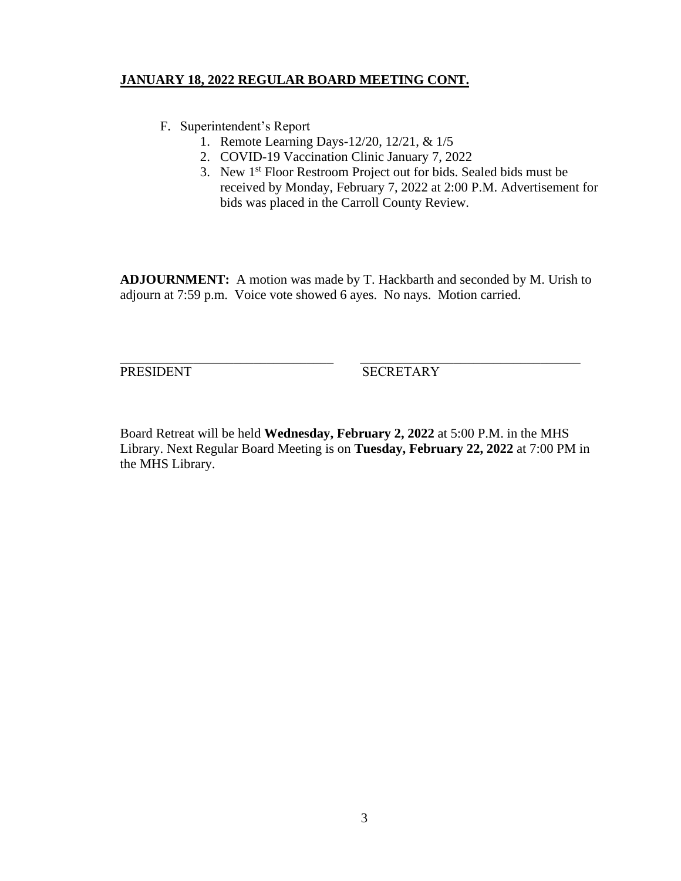**JANUARY 18, 2022 REGULAR BOARD MEETING CONT.**

F. Superintendent's Report
   1. Remote Learning Days-12/20, 12/21, & 1/5
   2. COVID-19 Vaccination Clinic January 7, 2022
   3. New 1st Floor Restroom Project out for bids. Sealed bids must be received by Monday, February 7, 2022 at 2:00 P.M. Advertisement for bids was placed in the Carroll County Review.

**ADJOURNMENT:** A motion was made by T. Hackbarth and seconded by M. Urish to adjourn at 7:59 p.m. Voice vote showed 6 ayes. No nays. Motion carried.

_________________________________ _________________________________

PRESIDENT SECRETARY

Board Retreat will be held **Wednesday, February 2, 2022** at 5:00 P.M. in the MHS Library. Next Regular Board Meeting is on **Tuesday, February 22, 2022** at 7:00 PM in the MHS Library.